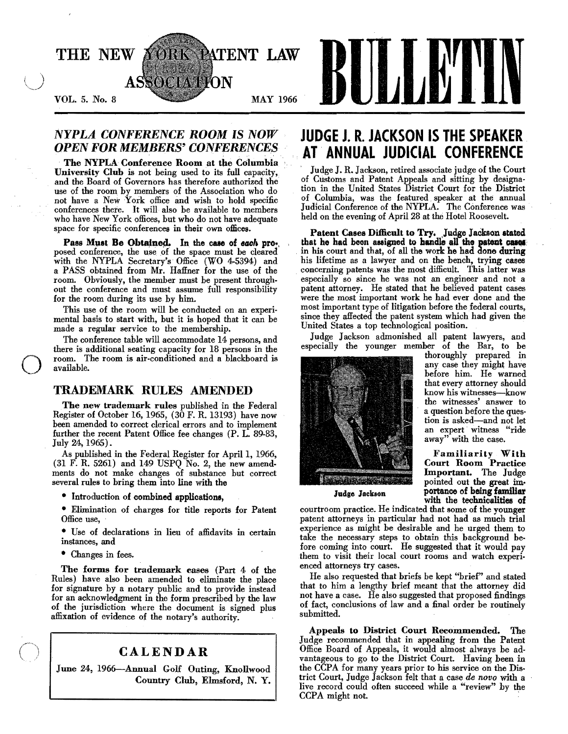# THE NEW YORK PATENT LAW ASSOCIATION BULLETIN

VOL. 5. No. 8 MAY 1966

## *NYPLA CONFERENCE ROOM IS NOW OPEN FOR MEMBERS' CONFERENCES*

**The NYPLA Conference Room at the Columbia University Club** is not being used to its full capacity, and the Board of Governors has therefore authorized the use of the room by members of the Association who do not have a New York office and wish to hold specific conferences there. It will also be available to members who have New York offices, but who do not have adequate space for specific conferences in their own offices.

**Pass Must Be Obtained.** In the case of *each* proposed conference, the use of the space must be cleared with the NYPLA Secretary's Office (WO 4-5394) and a PASS obtained from Mr. Haffner for the use of the room. Obviously, the member must be present throughout the conference and must assume full responsibility for the room during its use by him.

This use of the room will be conducted on an experimental basis to start with, but it is hoped that it can be made a regular service to the membership.

The conference table will accommodate 14 persons, and there is additional seating capacity for 18 persons in the room. The room is air-conditioned and a blackboard is available.

## TRADEMARK RULES AMENDED

**The new trademark rules** published in the Federal Register of October 16, 1965, (30 F. R. 13193) have now been amended to correct clerical errors and to implement further the recent Patent Office fee changes (P. L. 89-83, July 24, 1965).

As published in the Federal Register for April 1, 1966, (31 F. R. 5261) and 149 USPQ No. 2, the new amendments do not make changes of substance but correct several rules to bring them into line with the

- **Introduction of combined applications,**
- Elimination of charges for title reports for Patent Office use,
- Use of declarations in lieu of affidavits in certain instances, and
- Changes in fees.

**The forms for trademark cases** (Part 4 of the Rules) have also been amended to eliminate the place for signature by a notary public and to provide instead for an acknowledgment in the form prescribed by the law of the jurisdiction where the document is signed plus affixation of evidence of the notary's authority.

### CALENDAR

**June 24, 1966—Annual Golf Outing, Knollwood Country Club, Elmsford, N. Y.**

## JUDGE J. R. JACKSON IS THE SPEAKER AT ANNUAL JUDICIAL CONFERENCE

Judge J. R. Jackson, retired associate judge of the Court of Customs and Patent Appeals and sitting by designation in the United States District Court for the District of Columbia, was the featured speaker at the annual Judicial Conference of the NYPLA. The Conference was held on the evening of April 28 at the Hotel Roosevelt.

**Patent Cases Difficult to Try. Judge Jackson stated that he had been assigned to handle all the patent cases** in his court and that, of all the work he had done during his lifetime as a lawyer and on the bench, trying cases concerning patents was the most difficult. This latter was especially so since he was not an engineer and not a patent attorney. He stated that he believed patent cases were the most important work he had ever done and the most important type of litigation before the federal courts, since they affected the patent system which had given the United States a top technological position.

Judge Jackson admonished all patent lawyers, and especially the younger member of the Bar, to be thoroughly prepared in any case they might have before him. He warned that every attorney should know his witnesses—know the witnesses' answer to a question before the question is asked—and not let an expert witness "ride away" with the case.

Judge Jackson

**Familiarity With Court Room Practice Important.** The Judge pointed out **the great importance of being familiar with the technicalities of** courtroom practice. He indicated that some of the younger patent attorneys in particular had not had as much trial experience as might be desirable and he urged them to take the necessary steps to obtain this background before coming into court. He suggested that it would pay them to visit their local court rooms and watch experienced attorneys try cases.

He also requested that briefs be kept "brief" and stated that to him a lengthy brief meant that the attorney did not have a case. He also suggested that proposed findings of fact, conclusions of law and a final order be routinely submitted.

**Appeals to District Court Recommended.** The Judge recommended that in appealing from the Patent Office Board of Appeals, it would almost always be advantageous to go to the District Court. Having been in the CCPA for many years prior to his service on the District Court, Judge Jackson felt that a case *de novo* with a live record could often succeed while a "review" by the CCPA might not.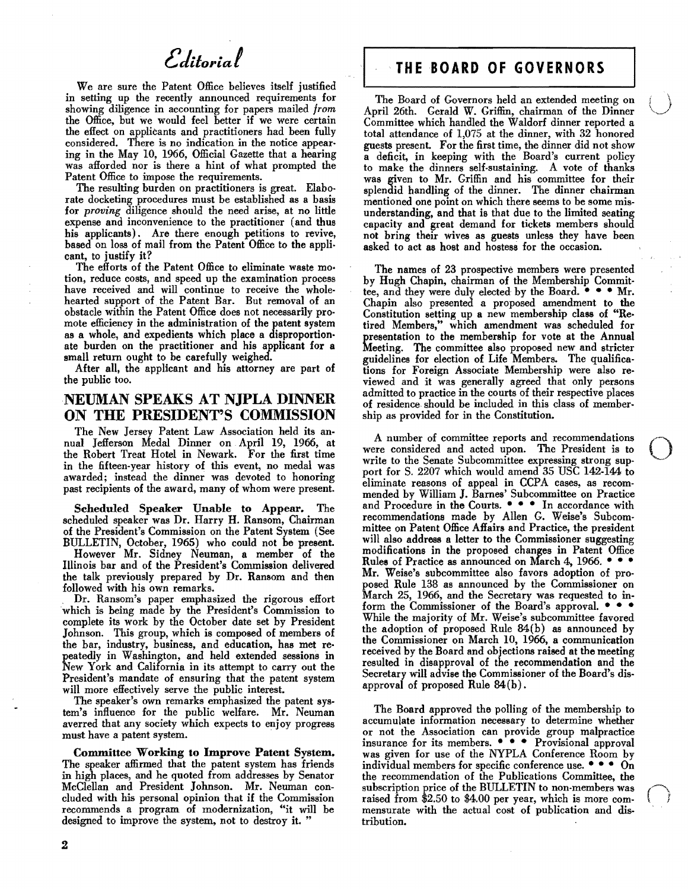# *Editorial*

We are sure the Patent Office believes itself justified in setting up the recently announced requirements for showing diligence in accounting for papers mailed *from* the Office, but we would feel better if we were certain the effect on applicants and practitioners had been fully considered. There is no indication in the notice appearing in the May 10, 1966, Official Gazette that a hearing was afforded nor is there a hint of what prompted the Patent Office to impose the requirements.

The resulting burden on practitioners is great. Elaborate docketing procedures must be established as a basis for *proving* diligence should the need arise, at no little expense and inconvenience to the practitioner (and thus his applicants). Are there enough petitions to revive, based on loss of mail from the Patent Office to the applicant, to justify it?

The efforts of the Patent Office to eliminate waste motion, reduce costs, and speed up the examination process have received and will continue to receive the wholehearted support of the Patent Bar. But removal of an obstacle within the Patent Office does not necessarily promote efficiency in the administration of the patent system as a whole, and expedients which place a disproportionate burden on the practitioner and his applicant for a small return ought to be carefully weighed.

After all, the applicant and his attorney are part of the public too.

## NEUMAN SPEAKS AT NJPLA DINNER ON THE PRESIDENT'S COMMISSION

The New Jersey Patent Law Association held its annual Jefferson Medal Dinner on April 19, 1966, at the Robert Treat Hotel in Newark. For the first time in the fifteen-year history of this event, no medal was awarded; instead the dinner was devoted to honoring past recipients of the award, many of whom were present.

**Scheduled Speaker Unable to Appear.** The scheduled speaker was Dr. Harry H. Ransom, Chairman of the President's Commission on the Patent System (See BULLETIN, October, 1965) who could not be present.

However Mr. Sidney Neuman, a member of the Illinois bar and of the President's Commission delivered the talk previously prepared by Dr. Ransom and then followed with his own remarks.

Dr. Ransom's paper emphasized the rigorous effort which is being made by the President's Commission to complete its work by the October date set by President Johnson. This group, which is composed of members of the bar, industry, business, and education, has met repeatedly in Washington, and held extended sessions in New York and California in its attempt to carry out the President's mandate of ensuring that the patent system will more effectively serve the public interest.

The speaker's own remarks emphasized the patent system's influence for the public welfare. Mr. Neuman averred that any society which expects to enjoy progress must have a patent system.

**Committee Working to Improve Patent System.** The speaker affirmed that the patent system has friends in high places, and he quoted from addresses by Senator McClellan and President Johnson. Mr. Neuman concluded with his personal opinion that if the Commission recommends a program of modernization, "it will be designed to improve the system, not to destroy it."

## THE BOARD OF GOVERNORS

The Board of Governors held an extended meeting on April 26th. Gerald W. Griffin, chairman of the Dinner Committee which handled the Waldorf dinner reported a total attendance of 1,075 at the dinner, with 32 honored guests present. For the first time, the dinner did not show a deficit, in keeping with the Board's current policy to make the dinners self-sustaining. A vote of thanks was given to Mr. Griffin and his committee for their splendid handling of the dinner. The dinner chairman mentioned one point on which there seems to be some misunderstanding, and that is that due to the limited seating capacity and great demand for tickets members should not bring their wives as guests unless they have been asked to act as host and hostess for the occasion.

The names of 23 prospective members were presented by Hugh Chapin, chairman of the Membership Committee, and they were duly elected by the Board. * * * Mr. Chapin also presented a proposed amendment to the Constitution setting up a new membership class of "Retired Members," which amendment was scheduled for presentation to the membership for vote at the Annual Meeting. The committee also proposed new and stricter guidelines for election of Life Members. The qualifications for Foreign Associate Membership were also reviewed and it was generally agreed that only persons admitted to practice in the courts of their respective places of residence should be included in this class of membership as provided for in the Constitution.

A number of committee reports and recommendations were considered and acted upon. The President is to write to the Senate Subcommittee expressing strong support for S. 2207 which would amend 35 USC 142-144 to eliminate reasons of appeal in CCPA cases, as recommended by William J. Barnes' Subcommittee on Practice and Procedure in the Courts. * * * In accordance with recommendations made by Allen G. Weise's Subcommittee on Patent Office Affairs and Practice, the president will also address a letter to the Commissioner suggesting modifications in the proposed changes in Patent Office Rules of Practice as announced on March 4, 1966. * * * Mr. Weise's subcommittee also favors adoption of proposed Rule 138 as announced by the Commissioner on March 25, 1966, and the Secretary was requested to inform the Commissioner of the Board's approval. * * * While the majority of Mr. Weise's subcommittee favored the adoption of proposed Rule 84(b) as announced by the Commissioner on March 10, 1966, a communication received by the Board and objections raised at the meeting resulted in disapproval of the recommendation and the Secretary will advise the Commissioner of the Board's disapproval of proposed Rule 84(b).

The Board approved the polling of the membership to accumulate information necessary to determine whether or not the Association can provide group malpractice insurance for its members. * * * Provisional approval was given for use of the NYPLA Conference Room by individual members for specific conference use. * * * On the recommendation of the Publications Committee, the subscription price of the BULLETIN to non-members was raised from $2.50 to $4.00 per year, which is more commensurate with the actual cost of publication and distribution.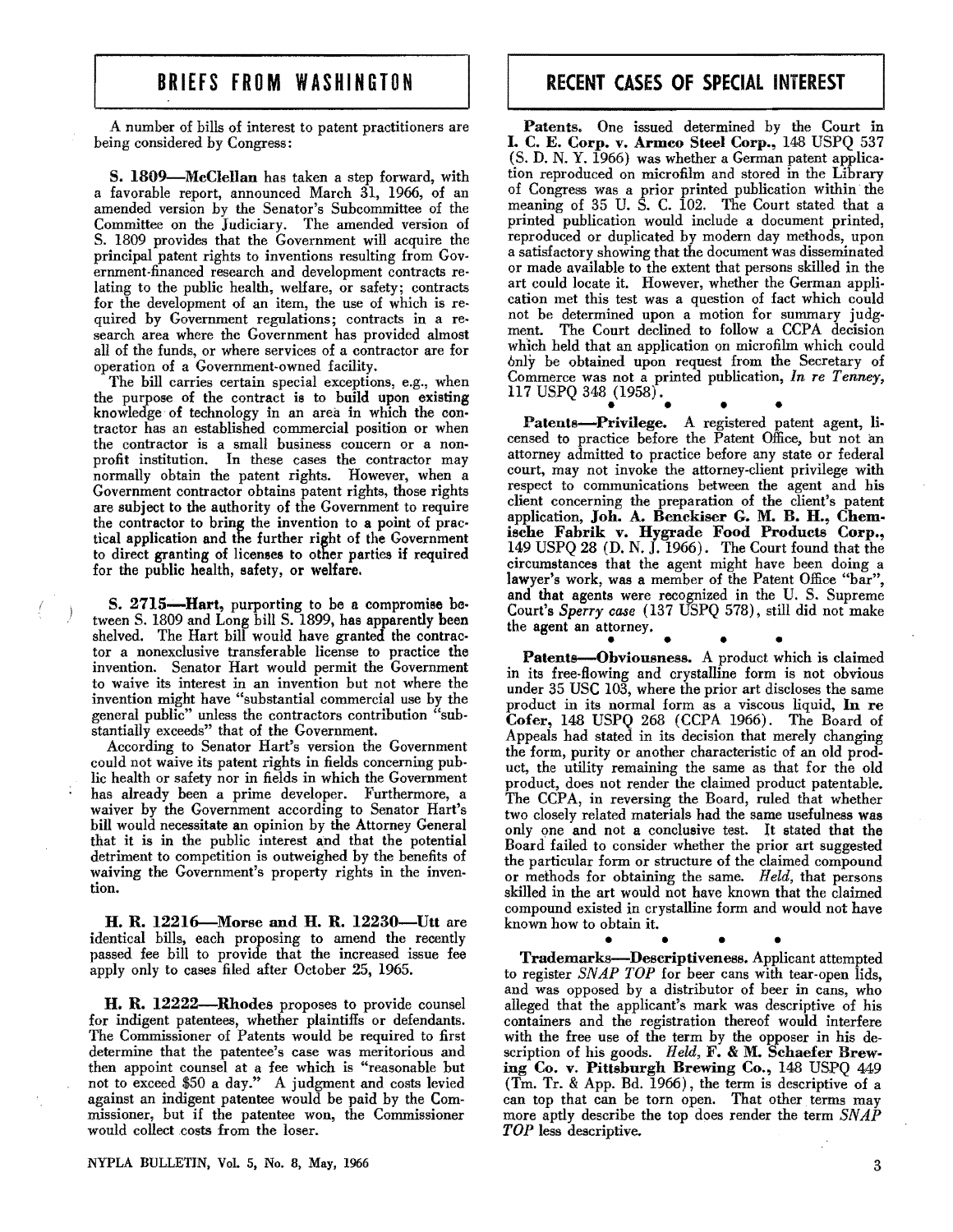## BRIEFS FROM WASHINGTON

A number of bills of interest to patent practitioners are being considered by Congress:

**S. 1809—McClellan** has taken a step forward, with a favorable report, announced March 31, 1966, of an amended version by the Senator's Subcommittee of the Committee on the Judiciary. The amended version of S. 1809 provides that the Government will acquire the principal patent rights to inventions resulting from Government-financed research and development contracts relating to the public health, welfare, or safety; contracts for the development of an item, the use of which is required by Government regulations; contracts in a research area where the Government has provided almost all of the funds, or where services of a contractor are for operation of a Government-owned facility.

The bill carries certain special exceptions, e.g., when the purpose of the contract is to build upon existing knowledge of technology in an area in which the contractor has an established commercial position or when the contractor is a small business concern or a nonprofit institution. In these cases the contractor may normally obtain the patent rights. However, when a Government contractor obtains patent rights, those rights are subject to the authority of the Government to require the contractor to bring the invention to a point of practical application and the further right of the Government to direct granting of licenses to other parties if required for the public health, safety, or welfare.

**S. 2715—Hart,** purporting to be a compromise between S. 1809 and Long bill S. 1899, has apparently been shelved. The Hart bill would have granted the contractor a nonexclusive transferable license to practice the invention. Senator Hart would permit the Government to waive its interest in an invention but not where the invention might have "substantial commercial use by the general public" unless the contractors contribution "substantially exceeds" that of the Government.

According to Senator Hart's version the Government could not waive its patent rights in fields concerning public health or safety nor in fields in which the Government has already been a prime developer. Furthermore, a waiver by the Government according to Senator Hart's bill would necessitate an opinion by the Attorney General that it is in the public interest and that the potential detriment to competition is outweighed by the benefits of waiving the Government's property rights in the invention.

**H. R. 12216—Morse and H. R. 12230—Utt** are identical bills, each proposing to amend the recently passed fee bill to provide that the increased issue fee apply only to cases filed after October 25, 1965.

**H. R. 12222—Rhodes** proposes to provide counsel for indigent patentees, whether plaintiffs or defendants. The Commissioner of Patents would be required to first determine that the patentee's case was meritorious and then appoint counsel at a fee which is "reasonable but not to exceed $50 a day." A judgment and costs levied against an indigent patentee would be paid by the Commissioner, but if the patentee won, the Commissioner would collect costs from the loser.

## RECENT CASES OF SPECIAL INTEREST

**Patents.** One issued determined by the Court in **I. C. E. Corp. v. Armco Steel Corp.,** 148 USPQ 537 (S. D. N. Y. 1966) was whether a German patent application reproduced on microfilm and stored in the Library of Congress was a prior printed publication within the meaning of 35 U. S. C. 102. The Court stated that a printed publication would include a document printed, reproduced or duplicated by modern day methods, upon a satisfactory showing that the document was disseminated or made available to the extent that persons skilled in the art could locate it. However, whether the German application met this test was a question of fact which could not be determined upon a motion for summary judgment. The Court declined to follow a CCPA decision which held that an application on microfilm which could only be obtained upon request from the Secretary of Commerce was not a printed publication, *In re Tenney,* 117 USPQ 348 (1958).

• • • •

**Patents—Privilege.** A registered patent agent, licensed to practice before the Patent Office, but not an attorney admitted to practice before any state or federal court, may not invoke the attorney-client privilege with respect to communications between the agent and his client concerning the preparation of the client's patent application, **Joh. A. Benckiser G. M. B. H., Chemische Fabrik v. Hygrade Food Products Corp.,** 149 USPQ 28 (D. N. J. 1966). The Court found that the circumstances that the agent might have been doing a lawyer's work, was a member of the Patent Office "bar", and that agents were recognized in the U. S. Supreme Court's *Sperry case* (137 USPQ 578), still did not make the agent an attorney.

• • • •

**Patents—Obviousness.** A product which is claimed in its free-flowing and crystalline form is not obvious under 35 USC 103, where the prior art discloses the same product in its normal form as a viscous liquid, **In re Cofer,** 148 USPQ 268 (CCPA 1966). The Board of Appeals had stated in its decision that merely changing the form, purity or another characteristic of an old product, the utility remaining the same as that for the old product, does not render the claimed product patentable. The CCPA, in reversing the Board, ruled that whether two closely related materials had the same usefulness was only one and not a conclusive test. It stated that the Board failed to consider whether the prior art suggested the particular form or structure of the claimed compound or methods for obtaining the same. *Held,* that persons skilled in the art would not have known that the claimed compound existed in crystalline form and would not have known how to obtain it.

• • • •

**Trademarks—Descriptiveness.** Applicant attempted to register *SNAP TOP* for beer cans with tear-open lids, and was opposed by a distributor of beer in cans, who alleged that the applicant's mark was descriptive of his containers and the registration thereof would interfere with the free use of the term by the opposer in his description of his goods. *Held,* **F. & M. Schaefer Brewing Co. v. Pittsburgh Brewing Co.,** 148 USPQ 449 (Tm. Tr. & App. Bd. 1966), the term is descriptive of a can top that can be torn open. That other terms may more aptly describe the top does render the term *SNAP TOP* less descriptive.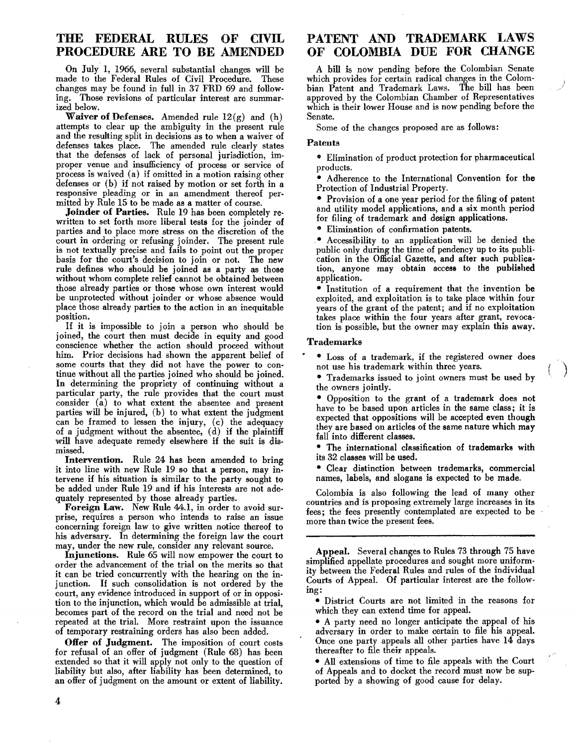## THE FEDERAL RULES OF CIVIL PROCEDURE ARE TO BE AMENDED

On July 1, 1966, several substantial changes will be made to the Federal Rules of Civil Procedure. These changes may be found in full in 37 FRD 69 and following. Those revisions of particular interest are summarized below.

**Waiver of Defenses.** Amended rule 12(g) and (h) attempts to clear up the ambiguity in the present rule and the resulting split in decisions as to when a waiver of defenses takes place. The amended rule clearly states that the defenses of lack of personal jurisdiction, improper venue and insufficiency of process or service of process is waived (a) if omitted in a motion raising other defenses or (b) if not raised by motion or set forth in a responsive pleading or in an amendment thereof permitted by Rule 15 to be made as a matter of course.

**Joinder of Parties.** Rule 19 has been completely rewritten to set forth more liberal tests for the joinder of parties and to place more stress on the discretion of the court in ordering or refusing joinder. The present rule is not textually precise and fails to point out the proper basis for the court's decision to join or not. The new rule defines who should be joined as a party as those without whom complete relief cannot be obtained between those already parties or those whose own interest would be unprotected without joinder or whose absence would place those already parties to the action in an inequitable position.

If it is impossible to join a person who should be joined, the court then must decide in equity and good conscience whether the action should proceed without him. Prior decisions had shown the apparent belief of some courts that they did not have the power to continue without all the parties joined who should be joined. In determining the propriety of continuing without a particular party, the rule provides that the court must consider (a) to what extent the absentee and present parties will be injured, (b) to what extent the judgment can be framed to lessen the injury, (c) the adequacy of a judgment without the absentee, (d) if the plaintiff will have adequate remedy elsewhere if the suit is dismissed.

**Intervention.** Rule 24 has been amended to bring it into line with new Rule 19 so that a person, may intervene if his situation is similar to the party sought to be added under Rule 19 and if his interests are not adequately represented by those already parties.

**Foreign Law.** New Rule 44.1, in order to avoid surprise, requires a person who intends to raise an issue concerning foreign law to give written notice thereof to his adversary. In determining the foreign law the court may, under the new rule, consider any relevant source.

**Injunctions.** Rule 65 will now empower the court to order the advancement of the trial on the merits so that it can be tried concurrently with the hearing on the injunction. If such consolidation is not ordered by the court, any evidence introduced in support of or in opposition to the injunction, which would be admissible at trial, becomes part of the record on the trial and need not be repeated at the trial. More restraint upon the issuance of temporary restraining orders has also been added.

**Offer of Judgment.** The imposition of court costs for refusal of an offer of judgment (Rule 68) has been extended so that it will apply not only to the question of liability but also, after liability has been determined, to an offer of judgment on the amount or extent of liability.

**Appeal.** Several changes to Rules 73 through 75 have simplified appellate procedures and sought more uniformity between the Federal Rules and rules of the individual Courts of Appeal. Of particular interest are the following:

- District Courts are not limited in the reasons for which they can extend time for appeal.
- A party need no longer anticipate the appeal of his adversary in order to make certain to file his appeal. Once one party appeals all other parties have 14 days thereafter to file their appeals.
- All extensions of time to file appeals with the Court of Appeals and to docket the record must now be supported by a showing of good cause for delay.

## PATENT AND TRADEMARK LAWS OF COLOMBIA DUE FOR CHANGE

A bill is now pending before the Colombian Senate which provides for certain radical changes in the Colombian Patent and Trademark Laws. The bill has been approved by the Colombian Chamber of Representatives which is their lower House and is now pending before the Senate.

Some of the changes proposed are as follows:

### Patents

- Elimination of product protection for pharmaceutical products.
- Adherence to the International Convention for the Protection of Industrial Property.
- Provision of a one year period for the filing of patent and utility model applications, and a six month period for filing of trademark and design applications.
- Elimination of confirmation patents.
- Accessibility to an application will be denied the public only during the time of pendency up to its publication in the Official Gazette, and after such publication, anyone may obtain access to the published application.
- Institution of a requirement that the invention be exploited, and exploitation is to take place within four years of the grant of the patent; and if no exploitation takes place within the four years after grant, revocation is possible, but the owner may explain this away.

### Trademarks

- Loss of a trademark, if the registered owner does not use his trademark within three years.
- Trademarks issued to joint owners must be used by the owners jointly.
- Opposition to the grant of a trademark does not have to be based upon articles in the same class; it is expected that oppositions will be accepted even though they are based on articles of the same nature which may fall into different classes.
- The international classification of trademarks with its 32 classes will be used.
- Clear distinction between trademarks, commercial names, labels, and slogans is expected to be made.

Colombia is also following the lead of many other countries and is proposing extremely large increases in its fees; the fees presently contemplated are expected to be more than twice the present fees.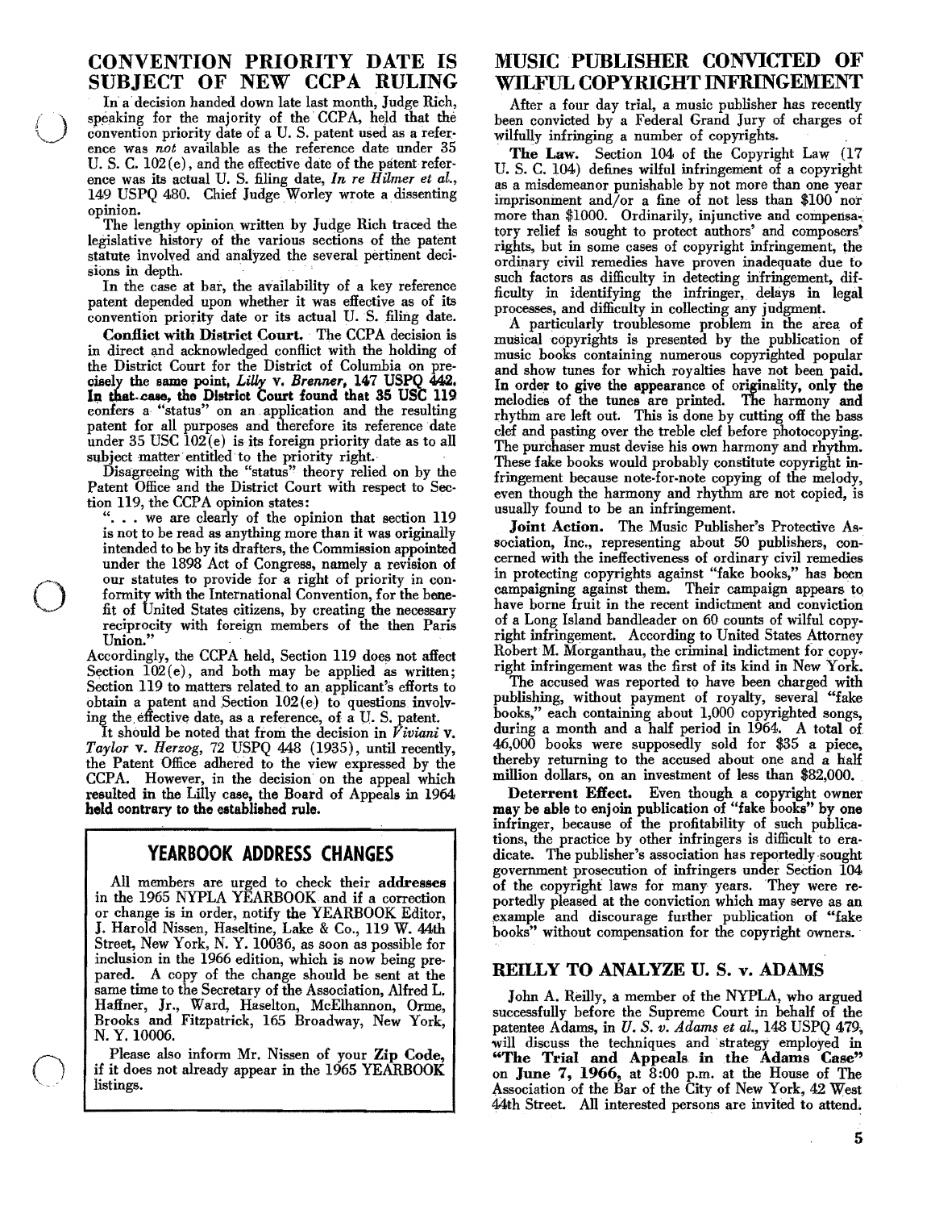## CONVENTION PRIORITY DATE IS SUBJECT OF NEW CCPA RULING

In a decision handed down late last month, Judge Rich, speaking for the majority of the CCPA, held that the convention priority date of a U. S. patent used as a reference was *not* available as the reference date under 35 U. S. C. 102(e), and the effective date of the patent reference was its actual U. S. filing date, *In re Hilmer et al.*, 149 USPQ 480. Chief Judge Worley wrote a dissenting opinion.

The lengthy opinion written by Judge Rich traced the legislative history of the various sections of the patent statute involved and analyzed the several pertinent decisions in depth.

In the case at bar, the availability of a key reference patent depended upon whether it was effective as of its convention priority date or its actual U. S. filing date.

**Conflict with District Court.** The CCPA decision is in direct and acknowledged conflict with the holding of the District Court for the District of Columbia on precisely the same point, *Lilly* v. *Brenner*, 147 USPQ 442. In that case, the District Court found that 35 USC 119 confers a "status" on an application and the resulting patent for all purposes and therefore its reference date under 35 USC 102(e) is its foreign priority date as to all subject matter entitled to the priority right.

Disagreeing with the "status" theory relied on by the Patent Office and the District Court with respect to Section 119, the CCPA opinion states:

". . . we are clearly of the opinion that section 119 is not to be read as anything more than it was originally intended to be by its drafters, the Commission appointed under the 1898 Act of Congress, namely a revision of our statutes to provide for a right of priority in conformity with the International Convention, for the benefit of United States citizens, by creating the necessary reciprocity with foreign members of the then Paris Union."

Accordingly, the CCPA held, Section 119 does not affect Section 102(e), and both may be applied as written; Section 119 to matters related to an applicant's efforts to obtain a patent and Section 102(e) to questions involving the effective date, as a reference, of a U. S. patent.

It should be noted that from the decision in *Viviani* v. *Taylor* v. *Herzog*, 72 USPQ 448 (1935), until recently, the Patent Office adhered to the view expressed by the CCPA. However, in the decision on the appeal which resulted in the Lilly case, the Board of Appeals in 1964 held contrary to the established rule.

### YEARBOOK ADDRESS CHANGES

All members are urged to check their addresses in the 1965 NYPLA YEARBOOK and if a correction or change is in order, notify the YEARBOOK Editor, J. Harold Nissen, Haseltine, Lake & Co., 119 W. 44th Street, New York, N. Y. 10036, as soon as possible for inclusion in the 1966 edition, which is now being prepared. A copy of the change should be sent at the same time to the Secretary of the Association, Alfred L. Haffner, Jr., Ward, Haselton, McElhannon, Orme, Brooks and Fitzpatrick, 165 Broadway, New York, N. Y. 10006.

Please also inform Mr. Nissen of your **Zip Code**, if it does not already appear in the 1965 YEARBOOK listings.

## MUSIC PUBLISHER CONVICTED OF WILFUL COPYRIGHT INFRINGEMENT

After a four day trial, a music publisher has recently been convicted by a Federal Grand Jury of charges of wilfully infringing a number of copyrights.

**The Law.** Section 104 of the Copyright Law (17 U. S. C. 104) defines wilful infringement of a copyright as a misdemeanor punishable by not more than one year imprisonment and/or a fine of not less than $100 nor more than $1000. Ordinarily, injunctive and compensatory relief is sought to protect authors' and composers' rights, but in some cases of copyright infringement, the ordinary civil remedies have proven inadequate due to such factors as difficulty in detecting infringement, difficulty in identifying the infringer, delays in legal processes, and difficulty in collecting any judgment.

A particularly troublesome problem in the area of musical copyrights is presented by the publication of music books containing numerous copyrighted popular and show tunes for which royalties have not been paid. In order to give the appearance of originality, only the melodies of the tunes are printed. The harmony and rhythm are left out. This is done by cutting off the bass clef and pasting over the treble clef before photocopying. The purchaser must devise his own harmony and rhythm. These fake books would probably constitute copyright infringement because note-for-note copying of the melody, even though the harmony and rhythm are not copied, is usually found to be an infringement.

**Joint Action.** The Music Publisher's Protective Association, Inc., representing about 50 publishers, concerned with the ineffectiveness of ordinary civil remedies in protecting copyrights against "fake books," has been campaigning against them. Their campaign appears to have borne fruit in the recent indictment and conviction of a Long Island bandleader on 60 counts of wilful copyright infringement. According to United States Attorney Robert M. Morganthau, the criminal indictment for copyright infringement was the first of its kind in New York.

The accused was reported to have been charged with publishing, without payment of royalty, several "fake books," each containing about 1,000 copyrighted songs, during a month and a half period in 1964. A total of 46,000 books were supposedly sold for $35 a piece, thereby returning to the accused about one and a half million dollars, on an investment of less than $82,000.

**Deterrent Effect.** Even though a copyright owner may be able to enjoin publication of "fake books" by one infringer, because of the profitability of such publications, the practice by other infringers is difficult to eradicate. The publisher's association has reportedly sought government prosecution of infringers under Section 104 of the copyright laws for many years. They were reportedly pleased at the conviction which may serve as an example and discourage further publication of "fake books" without compensation for the copyright owners.

## REILLY TO ANALYZE U. S. v. ADAMS

John A. Reilly, a member of the NYPLA, who argued successfully before the Supreme Court in behalf of the patentee Adams, in *U. S. v. Adams et al.*, 148 USPQ 479, will discuss the techniques and strategy employed in **"The Trial and Appeals in the Adams Case"** on **June 7, 1966,** at 8:00 p.m. at the House of The Association of the Bar of the City of New York, 42 West 44th Street. All interested persons are invited to attend.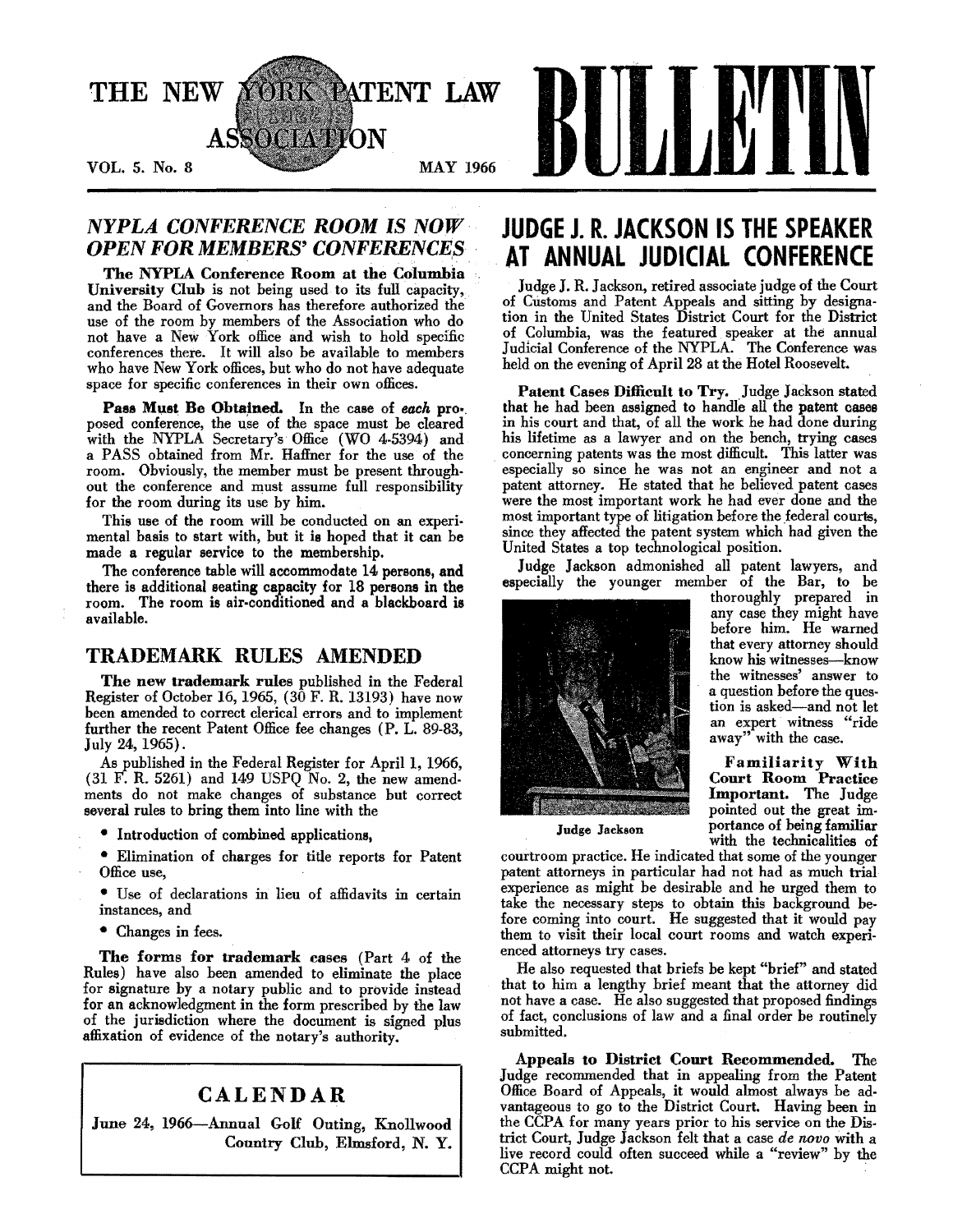# THE NEW YORK PATENT LAW ASSOCIATION BULLETIN

VOL. 5. No. 8 MAY 1966

## *NYPLA CONFERENCE ROOM IS NOW OPEN FOR MEMBERS' CONFERENCES*

The NYPLA Conference Room at the Columbia University Club is not being used to its full capacity, and the Board of Governors has therefore authorized the use of the room by members of the Association who do not have a New York office and wish to hold specific conferences there. It will also be available to members who have New York offices, but who do not have adequate space for specific conferences in their own offices.

**Pass Must Be Obtained.** In the case of *each* proposed conference, the use of the space must be cleared with the NYPLA Secretary's Office (WO 4-5394) and a PASS obtained from Mr. Haffner for the use of the room. Obviously, the member must be present throughout the conference and must assume full responsibility for the room during its use by him.

This use of the room will be conducted on an experimental basis to start with, but it is hoped that it can be made a regular service to the membership.

The conference table will accommodate 14 persons, and there is additional seating capacity for 18 persons in the room. The room is air-conditioned and a blackboard is available.

## TRADEMARK RULES AMENDED

**The new trademark rules** published in the Federal Register of October 16, 1965, (30 F. R. 13193) have now been amended to correct clerical errors and to implement further the recent Patent Office fee changes (P. L. 89-83, July 24, 1965).

As published in the Federal Register for April 1, 1966, (31 F. R. 5261) and 149 USPQ No. 2, the new amendments do not make changes of substance but correct several rules to bring them into line with the

- Introduction of combined applications,
- Elimination of charges for title reports for Patent Office use,
- Use of declarations in lieu of affidavits in certain instances, and
- Changes in fees.

**The forms for trademark cases** (Part 4 of the Rules) have also been amended to eliminate the place for signature by a notary public and to provide instead for an acknowledgment in the form prescribed by the law of the jurisdiction where the document is signed plus affixation of evidence of the notary's authority.

### CALENDAR

June 24, 1966—Annual Golf Outing, Knollwood Country Club, Elmsford, N. Y.

## JUDGE J. R. JACKSON IS THE SPEAKER AT ANNUAL JUDICIAL CONFERENCE

Judge J. R. Jackson, retired associate judge of the Court of Customs and Patent Appeals and sitting by designation in the United States District Court for the District of Columbia, was the featured speaker at the annual Judicial Conference of the NYPLA. The Conference was held on the evening of April 28 at the Hotel Roosevelt.

**Patent Cases Difficult to Try.** Judge Jackson stated that he had been assigned to handle all the patent cases in his court and that, of all the work he had done during his lifetime as a lawyer and on the bench, trying cases concerning patents was the most difficult. This latter was especially so since he was not an engineer and not a patent attorney. He stated that he believed patent cases were the most important work he had ever done and the most important type of litigation before the federal courts, since they affected the patent system which had given the United States a top technological position.

Judge Jackson admonished all patent lawyers, and especially the younger member of the Bar, to be thoroughly prepared in any case they might have before him. He warned that every attorney should know his witnesses—know the witnesses' answer to a question before the question is asked—and not let an expert witness "ride away" with the case.

Judge Jackson

**Familiarity With Court Room Practice Important.** The Judge pointed out the great importance of being familiar with the technicalities of courtroom practice. He indicated that some of the younger patent attorneys in particular had not had as much trial experience as might be desirable and he urged them to take the necessary steps to obtain this background before coming into court. He suggested that it would pay them to visit their local court rooms and watch experienced attorneys try cases.

He also requested that briefs be kept "brief" and stated that to him a lengthy brief meant that the attorney did not have a case. He also suggested that proposed findings of fact, conclusions of law and a final order be routinely submitted.

**Appeals to District Court Recommended.** The Judge recommended that in appealing from the Patent Office Board of Appeals, it would almost always be advantageous to go to the District Court. Having been in the CCPA for many years prior to his service on the District Court, Judge Jackson felt that a case *de novo* with a live record could often succeed while a "review" by the CCPA might not.